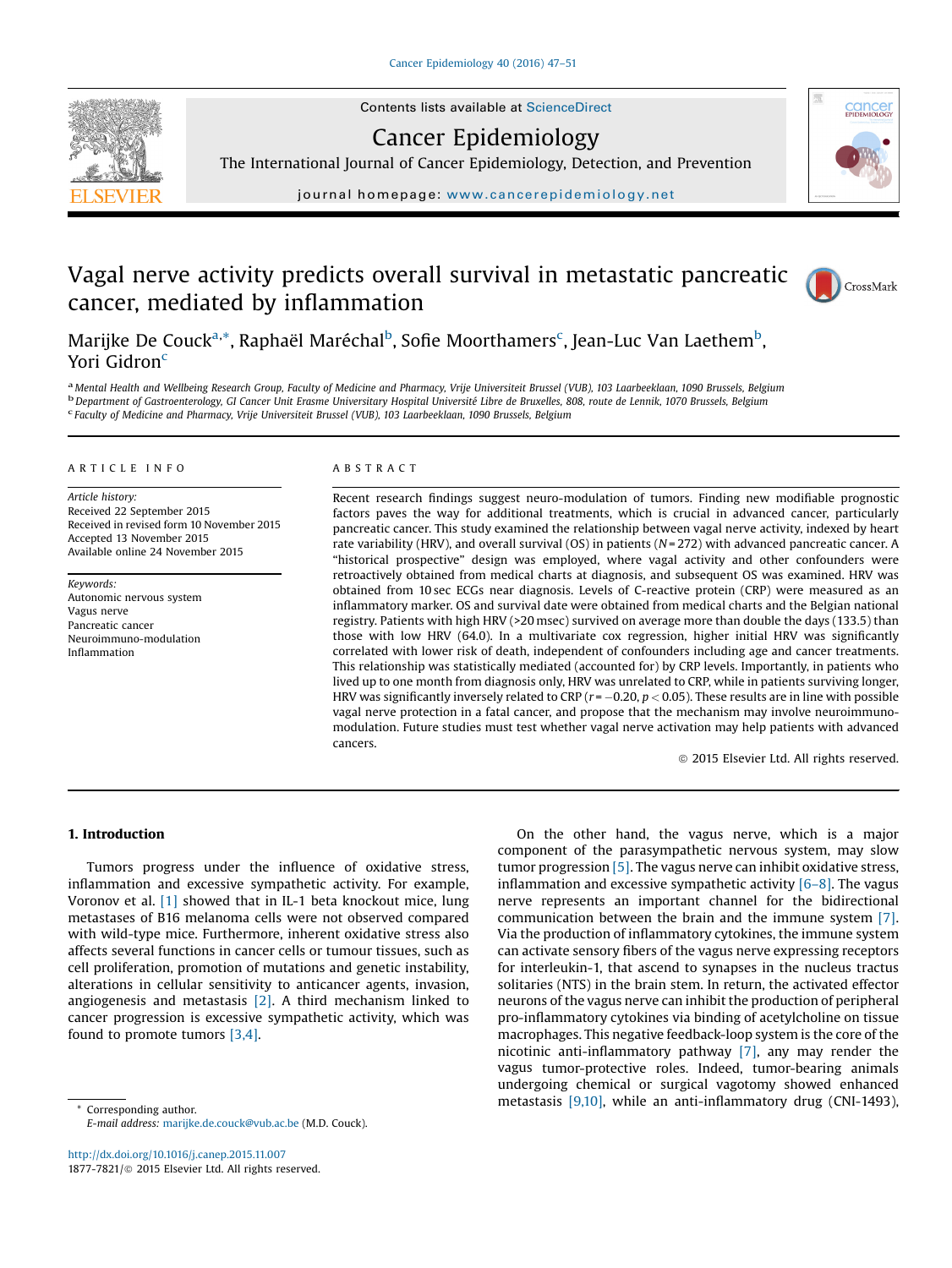# Vagal nerve activity predicts overall survival in metastatic pancreatic cancer, mediated by inflammation

Marijke De Couck[a,*], Raphaël Maréchal[b], Sofie Moorthamers[c], Jean-Luc Van Laethem[b], Yori Gidron[c]

[a] Mental Health and Wellbeing Research Group, Faculty of Medicine and Pharmacy, Vrije Universiteit Brussel (VUB), 103 Laarbeeklaan, 1090 Brussels, Belgium
[b] Department of Gastroenterology, GI Cancer Unit Erasme University Hospital Université Libre de Bruxelles, 808, route de Lennik, 1070 Brussels, Belgium
[c] Faculty of Medicine and Pharmacy, Vrije Universiteit Brussel (VUB), 103 Laarbeeklaan, 1090 Brussels, Belgium

## ARTICLE INFO

*Article history:*
Received 22 September 2015
Received in revised form 10 November 2015
Accepted 13 November 2015
Available online 24 November 2015

*Keywords:*
Autonomic nervous system
Vagus nerve
Pancreatic cancer
Neuroimmuno-modulation
Inflammation

## ABSTRACT

Recent research findings suggest neuro-modulation of tumors. Finding new modifiable prognostic factors paves the way for additional treatments, which is crucial in advanced cancer, particularly pancreatic cancer. This study examined the relationship between vagal nerve activity, indexed by heart rate variability (HRV), and overall survival (OS) in patients ($N = 272$) with advanced pancreatic cancer. A "historical prospective" design was employed, where vagal activity and other confounders were retroactively obtained from medical charts at diagnosis, and subsequent OS was examined. HRV was obtained from 10 sec ECGs near diagnosis. Levels of C-reactive protein (CRP) were measured as an inflammatory marker. OS and survival date were obtained from medical charts and the Belgian national registry. Patients with high HRV (>20 msec) survived on average more than double the days (133.5) than those with low HRV (64.0). In a multivariate cox regression, higher initial HRV was significantly correlated with lower risk of death, independent of confounders including age and cancer treatments. This relationship was statistically mediated (accounted for) by CRP levels. Importantly, in patients who lived up to one month from diagnosis only, HRV was unrelated to CRP, while in patients surviving longer, HRV was significantly inversely related to CRP ($r = -0.20$, $p < 0.05$). These results are in line with possible vagal nerve protection in a fatal cancer, and propose that the mechanism may involve neuroimmuno-modulation. Future studies must test whether vagal nerve activation may help patients with advanced cancers.

© 2015 Elsevier Ltd. All rights reserved.

## 1. Introduction

Tumors progress under the influence of oxidative stress, inflammation and excessive sympathetic activity. For example, Voronov et al. [1] showed that in IL-1 beta knockout mice, lung metastases of B16 melanoma cells were not observed compared with wild-type mice. Furthermore, inherent oxidative stress also affects several functions in cancer cells or tumour tissues, such as cell proliferation, promotion of mutations and genetic instability, alterations in cellular sensitivity to anticancer agents, invasion, angiogenesis and metastasis [2]. A third mechanism linked to cancer progression is excessive sympathetic activity, which was found to promote tumors [3,4].

On the other hand, the vagus nerve, which is a major component of the parasympathetic nervous system, may slow tumor progression [5]. The vagus nerve can inhibit oxidative stress, inflammation and excessive sympathetic activity [6–8]. The vagus nerve represents an important channel for the bidirectional communication between the brain and the immune system [7]. Via the production of inflammatory cytokines, the immune system can activate sensory fibers of the vagus nerve expressing receptors for interleukin-1, that ascend to synapses in the nucleus tractus solitaries (NTS) in the brain stem. In return, the activated effector neurons of the vagus nerve can inhibit the production of peripheral pro-inflammatory cytokines via binding of acetylcholine on tissue macrophages. This negative feedback-loop system is the core of the nicotinic anti-inflammatory pathway [7], any may render the vagus tumor-protective roles. Indeed, tumor-bearing animals undergoing chemical or surgical vagotomy showed enhanced metastasis [9,10], while an anti-inflammatory drug (CNI-1493),

\* Corresponding author.
E-mail address: marijke.de.couck@vub.ac.be (M.D. Couck).

http://dx.doi.org/10.1016/j.canep.2015.11.007
1877-7821/© 2015 Elsevier Ltd. All rights reserved.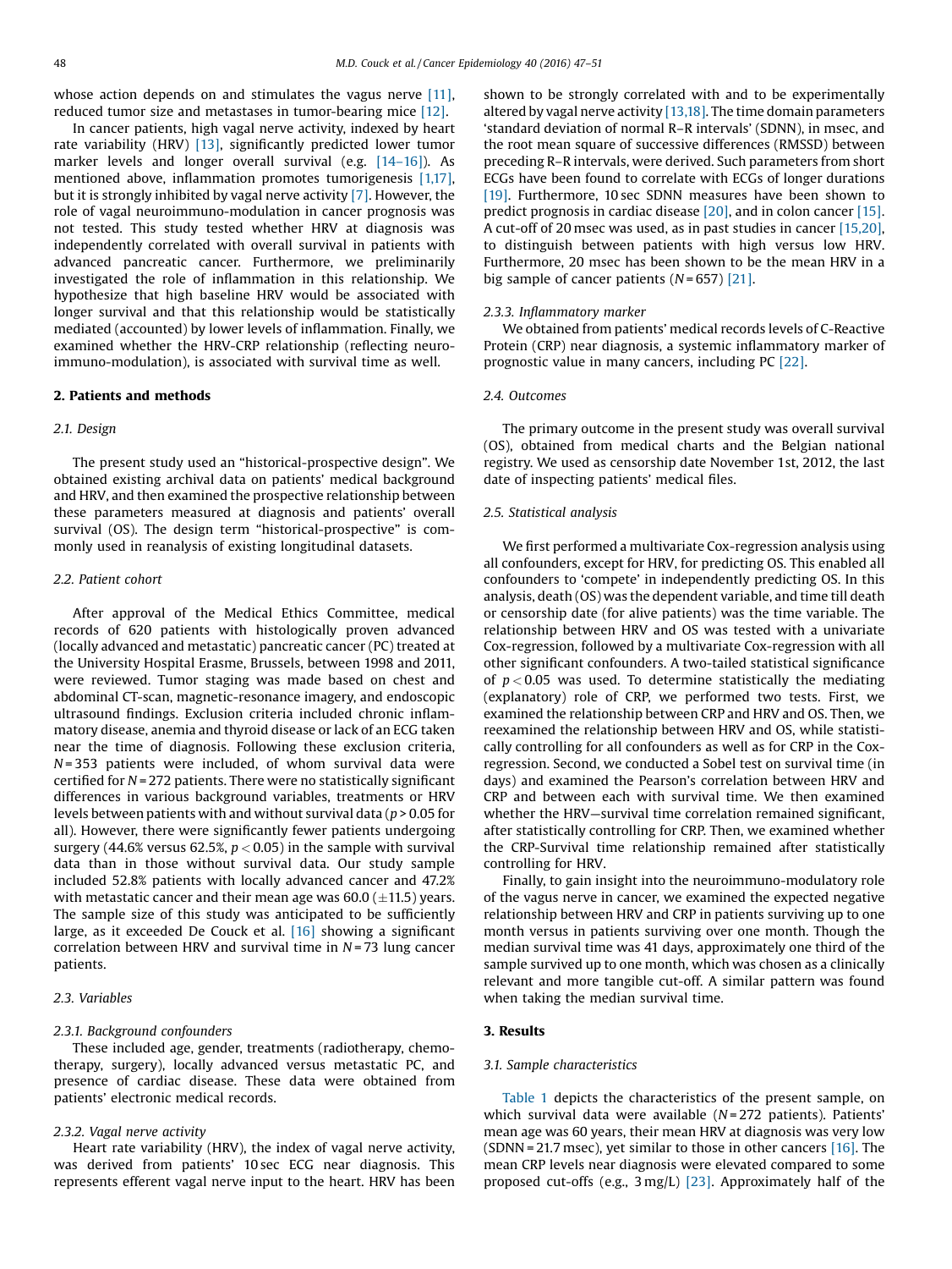whose action depends on and stimulates the vagus nerve [11], reduced tumor size and metastases in tumor-bearing mice [12].

In cancer patients, high vagal nerve activity, indexed by heart rate variability (HRV) [13], significantly predicted lower tumor marker levels and longer overall survival (e.g. [14–16]). As mentioned above, inflammation promotes tumorigenesis [1,17], but it is strongly inhibited by vagal nerve activity [7]. However, the role of vagal neuroimmuno-modulation in cancer prognosis was not tested. This study tested whether HRV at diagnosis was independently correlated with overall survival in patients with advanced pancreatic cancer. Furthermore, we preliminarily investigated the role of inflammation in this relationship. We hypothesize that high baseline HRV would be associated with longer survival and that this relationship would be statistically mediated (accounted) by lower levels of inflammation. Finally, we examined whether the HRV-CRP relationship (reflecting neuro-immuno-modulation), is associated with survival time as well.

## 2. Patients and methods

### 2.1. Design

The present study used an "historical-prospective design". We obtained existing archival data on patients' medical background and HRV, and then examined the prospective relationship between these parameters measured at diagnosis and patients' overall survival (OS). The design term "historical-prospective" is commonly used in reanalysis of existing longitudinal datasets.

### 2.2. Patient cohort

After approval of the Medical Ethics Committee, medical records of 620 patients with histologically proven advanced (locally advanced and metastatic) pancreatic cancer (PC) treated at the University Hospital Erasme, Brussels, between 1998 and 2011, were reviewed. Tumor staging was made based on chest and abdominal CT-scan, magnetic-resonance imagery, and endoscopic ultrasound findings. Exclusion criteria included chronic inflammatory disease, anemia and thyroid disease or lack of an ECG taken near the time of diagnosis. Following these exclusion criteria, $N = 353$ patients were included, of whom survival data were certified for $N = 272$ patients. There were no statistically significant differences in various background variables, treatments or HRV levels between patients with and without survival data ($p > 0.05$ for all). However, there were significantly fewer patients undergoing surgery (44.6% versus 62.5%, $p < 0.05$) in the sample with survival data than in those without survival data. Our study sample included 52.8% patients with locally advanced cancer and 47.2% with metastatic cancer and their mean age was 60.0 ($\pm$11.5) years. The sample size of this study was anticipated to be sufficiently large, as it exceeded De Couck et al. [16] showing a significant correlation between HRV and survival time in $N = 73$ lung cancer patients.

### 2.3. Variables

#### 2.3.1. Background confounders

These included age, gender, treatments (radiotherapy, chemotherapy, surgery), locally advanced versus metastatic PC, and presence of cardiac disease. These data were obtained from patients' electronic medical records.

#### 2.3.2. Vagal nerve activity

Heart rate variability (HRV), the index of vagal nerve activity, was derived from patients' 10 sec ECG near diagnosis. This represents efferent vagal nerve input to the heart. HRV has been shown to be strongly correlated with and to be experimentally altered by vagal nerve activity [13,18]. The time domain parameters 'standard deviation of normal R–R intervals' (SDNN), in msec, and the root mean square of successive differences (RMSSD) between preceding R–R intervals, were derived. Such parameters from short ECGs have been found to correlate with ECGs of longer durations [19]. Furthermore, 10 sec SDNN measures have been shown to predict prognosis in cardiac disease [20], and in colon cancer [15]. A cut-off of 20 msec was used, as in past studies in cancer [15,20], to distinguish between patients with high versus low HRV. Furthermore, 20 msec has been shown to be the mean HRV in a big sample of cancer patients ($N = 657$) [21].

#### 2.3.3. Inflammatory marker

We obtained from patients' medical records levels of C-Reactive Protein (CRP) near diagnosis, a systemic inflammatory marker of prognostic value in many cancers, including PC [22].

### 2.4. Outcomes

The primary outcome in the present study was overall survival (OS), obtained from medical charts and the Belgian national registry. We used as censorship date November 1st, 2012, the last date of inspecting patients' medical files.

### 2.5. Statistical analysis

We first performed a multivariate Cox-regression analysis using all confounders, except for HRV, for predicting OS. This enabled all confounders to 'compete' in independently predicting OS. In this analysis, death (OS) was the dependent variable, and time till death or censorship date (for alive patients) was the time variable. The relationship between HRV and OS was tested with a univariate Cox-regression, followed by a multivariate Cox-regression with all other significant confounders. A two-tailed statistical significance of $p < 0.05$ was used. To determine statistically the mediating (explanatory) role of CRP, we performed two tests. First, we examined the relationship between CRP and HRV and OS. Then, we reexamined the relationship between HRV and OS, while statistically controlling for all confounders as well as for CRP in the Cox-regression. Second, we conducted a Sobel test on survival time (in days) and examined the Pearson's correlation between HRV and CRP and between each with survival time. We then examined whether the HRV—survival time correlation remained significant, after statistically controlling for CRP. Then, we examined whether the CRP-Survival time relationship remained after statistically controlling for HRV.

Finally, to gain insight into the neuroimmuno-modulatory role of the vagus nerve in cancer, we examined the expected negative relationship between HRV and CRP in patients surviving up to one month versus in patients surviving over one month. Though the median survival time was 41 days, approximately one third of the sample survived up to one month, which was chosen as a clinically relevant and more tangible cut-off. A similar pattern was found when taking the median survival time.

## 3. Results

### 3.1. Sample characteristics

Table 1 depicts the characteristics of the present sample, on which survival data were available ($N = 272$ patients). Patients' mean age was 60 years, their mean HRV at diagnosis was very low (SDNN = 21.7 msec), yet similar to those in other cancers [16]. The mean CRP levels near diagnosis were elevated compared to some proposed cut-offs (e.g., 3 mg/L) [23]. Approximately half of the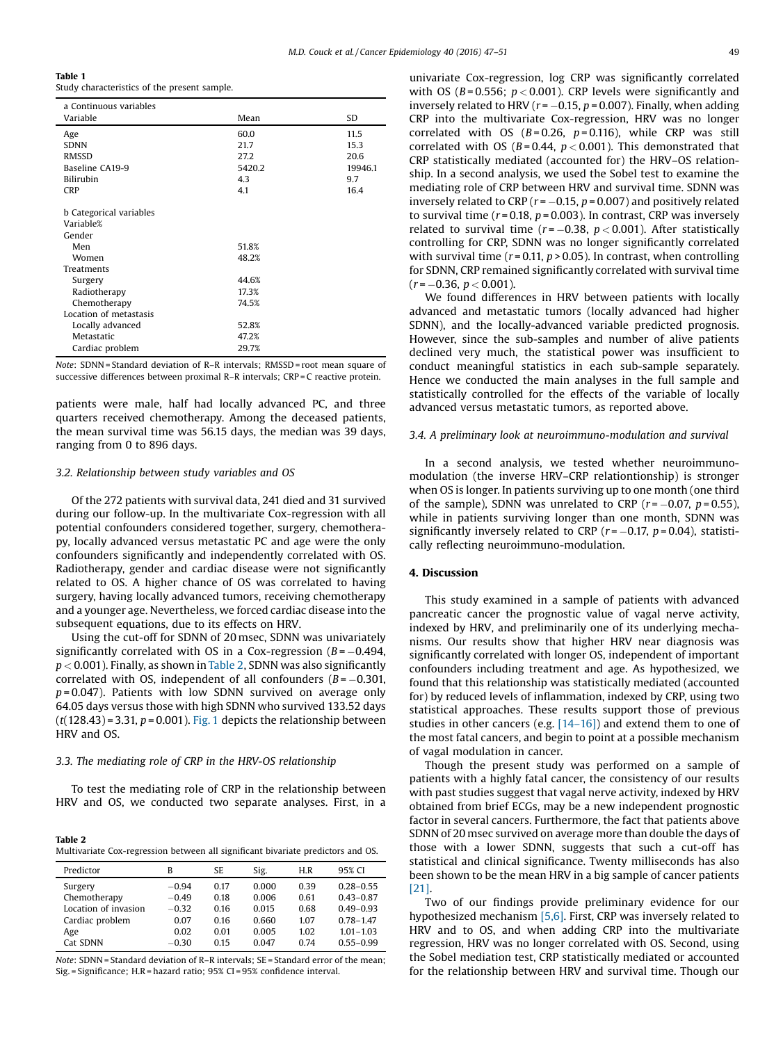**Table 1**
Study characteristics of the present sample.

| a Continuous variables | | |
|---|---|---|
| Variable | Mean | SD |
| Age | 60.0 | 11.5 |
| SDNN | 21.7 | 15.3 |
| RMSSD | 27.2 | 20.6 |
| Baseline CA19-9 | 5420.2 | 19946.1 |
| Bilirubin | 4.3 | 9.7 |
| CRP | 4.1 | 16.4 |
| | | |
| b Categorical variables | | |
| Variable% | | |
| Gender | | |
| Men | 51.8% | |
| Women | 48.2% | |
| Treatments | | |
| Surgery | 44.6% | |
| Radiotherapy | 17.3% | |
| Chemotherapy | 74.5% | |
| Location of metastasis | | |
| Locally advanced | 52.8% | |
| Metastatic | 47.2% | |
| Cardiac problem | 29.7% | |

*Note*: SDNN = Standard deviation of R–R intervals; RMSSD = root mean square of successive differences between proximal R–R intervals; CRP = C reactive protein.

patients were male, half had locally advanced PC, and three quarters received chemotherapy. Among the deceased patients, the mean survival time was 56.15 days, the median was 39 days, ranging from 0 to 896 days.

### 3.2. Relationship between study variables and OS

Of the 272 patients with survival data, 241 died and 31 survived during our follow-up. In the multivariate Cox-regression with all potential confounders considered together, surgery, chemotherapy, locally advanced versus metastatic PC and age were the only confounders significantly and independently correlated with OS. Radiotherapy, gender and cardiac disease were not significantly related to OS. A higher chance of OS was correlated to having surgery, having locally advanced tumors, receiving chemotherapy and a younger age. Nevertheless, we forced cardiac disease into the subsequent equations, due to its effects on HRV.

Using the cut-off for SDNN of 20 msec, SDNN was univariately significantly correlated with OS in a Cox-regression ($B = -0.494$, $p < 0.001$). Finally, as shown in Table 2, SDNN was also significantly correlated with OS, independent of all confounders ($B = -0.301$, $p = 0.047$). Patients with low SDNN survived on average only 64.05 days versus those with high SDNN who survived 133.52 days ($t(128.43) = 3.31$, $p = 0.001$). Fig. 1 depicts the relationship between HRV and OS.

### 3.3. The mediating role of CRP in the HRV-OS relationship

To test the mediating role of CRP in the relationship between HRV and OS, we conducted two separate analyses. First, in a univariate Cox-regression, log CRP was significantly correlated with OS ($B = 0.556$; $p < 0.001$). CRP levels were significantly and inversely related to HRV ($r = -0.15$, $p = 0.007$). Finally, when adding CRP into the multivariate Cox-regression, HRV was no longer correlated with OS ($B = 0.26$, $p = 0.116$), while CRP was still correlated with OS ($B = 0.44$, $p < 0.001$). This demonstrated that CRP statistically mediated (accounted for) the HRV–OS relationship. In a second analysis, we used the Sobel test to examine the mediating role of CRP between HRV and survival time. SDNN was inversely related to CRP ($r = -0.15$, $p = 0.007$) and positively related to survival time ($r = 0.18$, $p = 0.003$). In contrast, CRP was inversely related to survival time ($r = -0.38$, $p < 0.001$). After statistically controlling for CRP, SDNN was no longer significantly correlated with survival time ($r = 0.11$, $p > 0.05$). In contrast, when controlling for SDNN, CRP remained significantly correlated with survival time ($r = -0.36$, $p < 0.001$).

We found differences in HRV between patients with locally advanced and metastatic tumors (locally advanced had higher SDNN), and the locally-advanced variable predicted prognosis. However, since the sub-samples and number of alive patients declined very much, the statistical power was insufficient to conduct meaningful statistics in each sub-sample separately. Hence we conducted the main analyses in the full sample and statistically controlled for the effects of the variable of locally advanced versus metastatic tumors, as reported above.

**Table 2**
Multivariate Cox-regression between all significant bivariate predictors and OS.

| Predictor | B | SE | Sig. | H.R | 95% CI |
|---|---|---|---|---|---|
| Surgery | −0.94 | 0.17 | 0.000 | 0.39 | 0.28–0.55 |
| Chemotherapy | −0.49 | 0.18 | 0.006 | 0.61 | 0.43–0.87 |
| Location of invasion | −0.32 | 0.16 | 0.015 | 0.68 | 0.49–0.93 |
| Cardiac problem | 0.07 | 0.16 | 0.660 | 1.07 | 0.78–1.47 |
| Age | 0.02 | 0.01 | 0.005 | 1.02 | 1.01–1.03 |
| Cat SDNN | −0.30 | 0.15 | 0.047 | 0.74 | 0.55–0.99 |

*Note*: SDNN = Standard deviation of R–R intervals; SE = Standard error of the mean; Sig. = Significance; H.R = hazard ratio; 95% CI = 95% confidence interval.

### 3.4. A preliminary look at neuroimmuno-modulation and survival

In a second analysis, we tested whether neuroimmuno-modulation (the inverse HRV–CRP relationtionship) is stronger when OS is longer. In patients surviving up to one month (one third of the sample), SDNN was unrelated to CRP ($r = -0.07$, $p = 0.55$), while in patients surviving longer than one month, SDNN was significantly inversely related to CRP ($r = -0.17$, $p = 0.04$), statistically reflecting neuroimmuno-modulation.

## 4. Discussion

This study examined in a sample of patients with advanced pancreatic cancer the prognostic value of vagal nerve activity, indexed by HRV, and preliminarily one of its underlying mechanisms. Our results show that higher HRV near diagnosis was significantly correlated with longer OS, independent of important confounders including treatment and age. As hypothesized, we found that this relationship was statistically mediated (accounted for) by reduced levels of inflammation, indexed by CRP, using two statistical approaches. These results support those of previous studies in other cancers (e.g. [14–16]) and extend them to one of the most fatal cancers, and begin to point at a possible mechanism of vagal modulation in cancer.

Though the present study was performed on a sample of patients with a highly fatal cancer, the consistency of our results with past studies suggest that vagal nerve activity, indexed by HRV obtained from brief ECGs, may be a new independent prognostic factor in several cancers. Furthermore, the fact that patients above SDNN of 20 msec survived on average more than double the days of those with a lower SDNN, suggests that such a cut-off has statistical and clinical significance. Twenty milliseconds has also been shown to be the mean HRV in a big sample of cancer patients [21].

Two of our findings provide preliminary evidence for our hypothesized mechanism [5,6]. First, CRP was inversely related to HRV and to OS, and when adding CRP into the multivariate regression, HRV was no longer correlated with OS. Second, using the Sobel mediation test, CRP statistically mediated or accounted for the relationship between HRV and survival time. Though our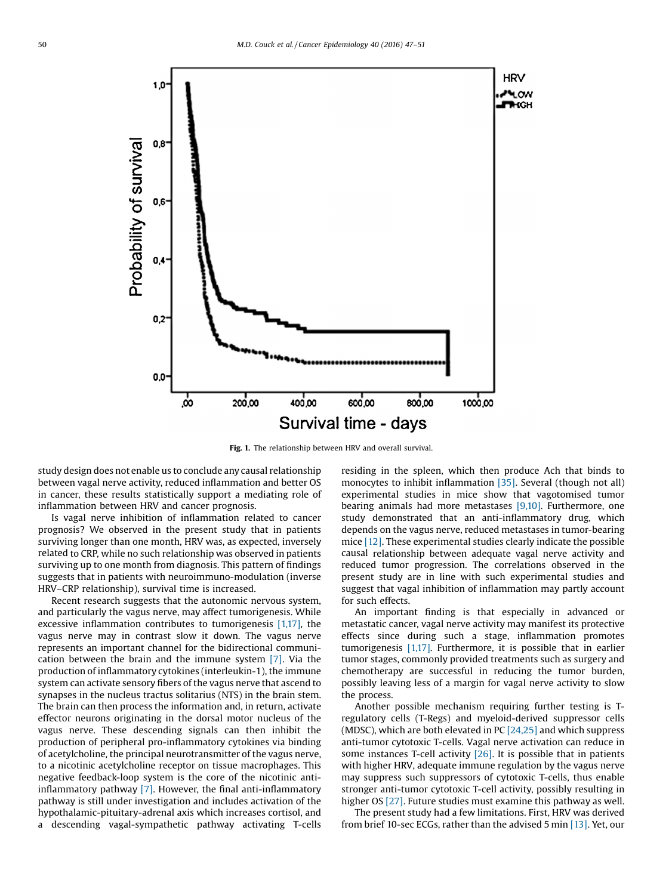Fig. 1. The relationship between HRV and overall survival.

study design does not enable us to conclude any causal relationship between vagal nerve activity, reduced inflammation and better OS in cancer, these results statistically support a mediating role of inflammation between HRV and cancer prognosis.

Is vagal nerve inhibition of inflammation related to cancer prognosis? We observed in the present study that in patients surviving longer than one month, HRV was, as expected, inversely related to CRP, while no such relationship was observed in patients surviving up to one month from diagnosis. This pattern of findings suggests that in patients with neuroimmuno-modulation (inverse HRV–CRP relationship), survival time is increased.

Recent research suggests that the autonomic nervous system, and particularly the vagus nerve, may affect tumorigenesis. While excessive inflammation contributes to tumorigenesis [1,17], the vagus nerve may in contrast slow it down. The vagus nerve represents an important channel for the bidirectional communication between the brain and the immune system [7]. Via the production of inflammatory cytokines (interleukin-1), the immune system can activate sensory fibers of the vagus nerve that ascend to synapses in the nucleus tractus solitarius (NTS) in the brain stem. The brain can then process the information and, in return, activate effector neurons originating in the dorsal motor nucleus of the vagus nerve. These descending signals can then inhibit the production of peripheral pro-inflammatory cytokines via binding of acetylcholine, the principal neurotransmitter of the vagus nerve, to a nicotinic acetylcholine receptor on tissue macrophages. This negative feedback-loop system is the core of the nicotinic anti-inflammatory pathway [7]. However, the final anti-inflammatory pathway is still under investigation and includes activation of the hypothalamic-pituitary-adrenal axis which increases cortisol, and a descending vagal-sympathetic pathway activating T-cells residing in the spleen, which then produce Ach that binds to monocytes to inhibit inflammation [35]. Several (though not all) experimental studies in mice show that vagotomised tumor bearing animals had more metastases [9,10]. Furthermore, one study demonstrated that an anti-inflammatory drug, which depends on the vagus nerve, reduced metastases in tumor-bearing mice [12]. These experimental studies clearly indicate the possible causal relationship between adequate vagal nerve activity and reduced tumor progression. The correlations observed in the present study are in line with such experimental studies and suggest that vagal inhibition of inflammation may partly account for such effects.

An important finding is that especially in advanced or metastatic cancer, vagal nerve activity may manifest its protective effects since during such a stage, inflammation promotes tumorigenesis [1,17]. Furthermore, it is possible that in earlier tumor stages, commonly provided treatments such as surgery and chemotherapy are successful in reducing the tumor burden, possibly leaving less of a margin for vagal nerve activity to slow the process.

Another possible mechanism requiring further testing is T-regulatory cells (T-Regs) and myeloid-derived suppressor cells (MDSC), which are both elevated in PC [24,25] and which suppress anti-tumor cytotoxic T-cells. Vagal nerve activation can reduce in some instances T-cell activity [26]. It is possible that in patients with higher HRV, adequate immune regulation by the vagus nerve may suppress such suppressors of cytotoxic T-cells, thus enable stronger anti-tumor cytotoxic T-cell activity, possibly resulting in higher OS [27]. Future studies must examine this pathway as well.

The present study had a few limitations. First, HRV was derived from brief 10-sec ECGs, rather than the advised 5 min [13]. Yet, our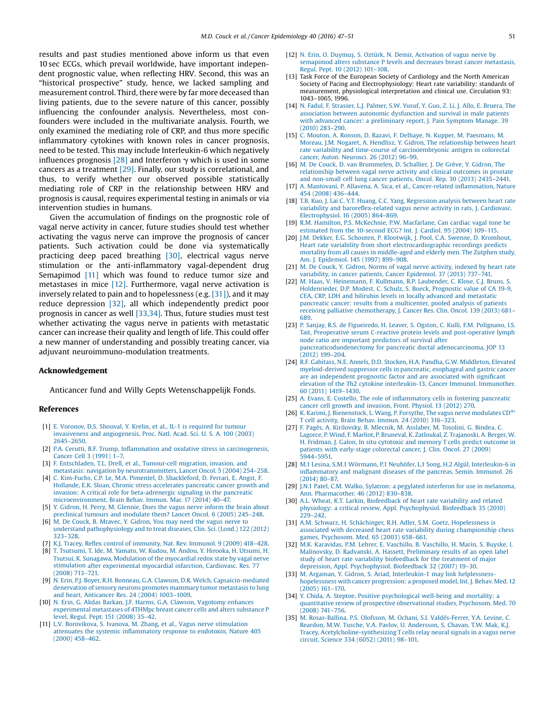results and past studies mentioned above inform us that even 10 sec ECGs, which prevail worldwide, have important independent prognostic value, when reflecting HRV. Second, this was an "historical prospective" study, hence, we lacked sampling and measurement control. Third, there were by far more deceased than living patients, due to the severe nature of this cancer, possibly influencing the confounder analysis. Nevertheless, most confounders were included in the multivariate analysis. Fourth, we only examined the mediating role of CRP, and thus more specific inflammatory cytokines with known roles in cancer prognosis, need to be tested. This may include Interleukin-6 which negatively influences prognosis [28] and Interferon γ which is used in some cancers as a treatment [29]. Finally, our study is correlational, and thus, to verify whether our observed possible statistically mediating role of CRP in the relationship between HRV and prognosis is causal, requires experimental testing in animals or via intervention studies in humans.

Given the accumulation of findings on the prognostic role of vagal nerve activity in cancer, future studies should test whether activating the vagus nerve can improve the prognosis of cancer patients. Such activation could be done via systematically practicing deep paced breathing [30], electrical vagus nerve stimulation or the anti-inflammatory vagal-dependent drug Semapimod [11] which was found to reduce tumor size and metastases in mice [12]. Furthermore, vagal nerve activation is inversely related to pain and to hopelessness (e.g. [31]), and it may reduce depression [32], all which independently predict poor prognosis in cancer as well [33,34]. Thus, future studies must test whether activating the vagus nerve in patients with metastatic cancer can increase their quality and length of life. This could offer a new manner of understanding and possibly treating cancer, via adjuvant neuroimmuno-modulation treatments.

## Acknowledgement

Anticancer fund and Willy Gepts Wetenschappelijk Fonds.

## References

[1] E. Voronov, D.S. Shouval, Y. Krelin, et al., IL-1 is required for tumour invasiveness and angiogenesis, Proc. Natl. Acad. Sci. U. S. A. 100 (2003) 2645–2650.

[2] P.A. Cerutti, B.F. Trump, Inflammation and oxidative stress in carcinogenesis, Cancer Cell 3 (1991) 1–7.

[3] F. Entschladen, T.L. Drell, et al., Tumour-cell migration, invasion, and metastasis: navigation by neurotransmitters, Lancet Oncol. 5 (2004) 254–258.

[4] C. Kim-Fuchs, C.P. Le, M.A. Pimentel, D. Shackleford, D. Ferrari, E. Angst, F. Hollande, E.K. Sloan, Chronic stress accelerates pancreatic cancer growth and invasion: A critical role for beta-adrenergic signaling in the pancreatic microenvironment, Brain Behav. Immun. Mar. 17 (2014) 40–47.

[5] Y. Gidron, H. Perry, M. Glennie, Does the vagus nerve inform the brain about preclinical tumours and modulate them? Lancet Oncol. 6 (2005) 245–248.

[6] M. De Couck, B. Mravec, Y. Gidron, You may need the vagus nerve to understand pathophysiology and to treat diseases, Clin. Sci. (Lond.) 122 (2012) 323–328.

[7] K.J. Tracey, Reflex control of immunity, Nat. Rev. Immunol. 9 (2009) 418–428.

[8] T. Tsutsumi, T. Ide, M. Yamato, W. Kudou, M. Andou, Y. Hirooka, H. Utsumi, H. Tsutsui, K. Sunagawa, Modulation of the myocardial redox state by vagal nerve stimulation after experimental myocardial infarction, Cardiovasc. Res. 77 (2008) 713–721.

[9] N. Erin, P.J. Boyer, R.H. Bonneau, G.A. Clawson, D.R. Welch, Capsaicin-mediated denervation of sensory neurons promotes mammary tumor metastasis to lung and heart, Anticancer Res. 24 (2004) 1003–1009.

[10] N. Erin, G. Akdas Barkan, J.F. Harms, G.A. Clawson, Vagotomy enhances experimental metastases of 4THMpc breast cancer cells and alters substance P level, Regul. Pept. 151 (2008) 35–42.

[11] L.V. Borovikova, S. Ivanova, M. Zhang, et al., Vagus nerve stimulation attenuates the systemic inflammatory response to endotoxin, Nature 405 (2000) 458–462.

[12] N. Erin, O. Duymuş, S. Oztürk, N. Demir, Activation of vagus nerve by semapimod alters substance P levels and decreases breast cancer metastasis, Regul. Pept. 10 (2012) 101–108.

[13] Task Force of the European Society of Cardiology and the North American Society of Pacing and Electrophysiology: Heart rate variability: standards of measurement, physiological interpretation and clinical use. Circulation 93: 1043–1065, 1996.

[14] N. Fadul, F. Strasser, L.J. Palmer, S.W. Yusuf, Y. Guo, Z. Li, J. Allo, E. Bruera, The association between autonomic dysfunction and survival in male patients with advanced cancer: a preliminary report, J. Pain Symptom Manage. 39 (2010) 283–290.

[15] C. Mouton, A. Ronson, D. Razavi, F. Delhaye, N. Kupper, M. Paesmans, M. Moreau, J.M. Nogaret, A. Hendlisz, Y. Gidron, The relationship between heart rate variability and time-course of carcinoembryonic antigen in colorectal cancer, Auton. Neurosci. 26 (2012) 96–99.

[16] M. De Couck, D. van Brummelen, D. Schallier, J. De Grève, Y. Gidron, The relationship between vagal nerve activity and clinical outcomes in prostate and non-small cell lung cancer patients, Oncol. Rep. 30 (2013) 2435–2441.

[17] A. Mantovani, P. Allavena, A. Sica, et al., Cancer-related inflammation, Nature 454 (2008) 436–444.

[18] T.B. Kuo, J. Lai C, Y.T. Huang, C.C. Yang, Regression analysis between heart rate variability and baroreflex-related vagus nerve activity in rats, J. Cardiovasc. Electrophysiol. 16 (2005) 864–869.

[19] R.M. Hamilton, P.S. McKechnie, P.W. Macfarlane, Can cardiac vagal tone be estimated from the 10-second ECG? Int. J. Cardiol. 95 (2004) 109–115.

[20] J.M. Dekker, E.G. Schouten, P. Klootwijk, J. Pool, C.A. Swenne, D. Kromhout, Heart rate variability from short electrocardiographic recordings predicts mortality from all causes in middle-aged and elderly men. The Zutphen study, Am. J. Epidemiol. 145 (1997) 899–908.

[21] M. De Couck, Y. Gidron, Norms of vagal nerve activity, indexed by heart rate variability, in cancer patients, Cancer Epidemiol. 37 (2013) 737–741.

[22] M. Haas, V. Heinemann, F. Kullmann, R.P. Laubender, C. Klose, C.J. Bruns, S. Holdenrieder, D.P. Modest, C. Schulz, S. Boeck, Prognostic value of CA 19-9, CEA, CRP, LDH and bilirubin levels in locally advanced and metastatic pancreatic cancer: results from a multicenter, pooled analysis of patients receiving palliative chemotherapy, J. Cancer Res. Clin. Oncol. 139 (2013) 681–689.

[23] P. Sanjay, R.S. de Figueiredo, H. Leaver, S. Ogston, C. Kulli, F.M. Polignano, I.S. Tait, Preoperative serum C-reactive protein levels and post-operative lymph node ratio are important predictors of survival after pancreaticoduodenectomy for pancreatic ductal adenocarcinoma, JOP 13 (2012) 199–204.

[24] R.F. Gabitass, N.E. Annels, D.D. Stocken, H.A. Pandha, G.W. Middleton, Elevated myeloid-derived suppressor cells in pancreatic, esophageal and gastric cancer are an independent prognostic factor and are associated with significant elevation of the Th2 cytokine interleukin-13, Cancer Immunol. Immunother. 60 (2011) 1419–1430.

[25] A. Evans, E. Costello, The role of inflammatory cells in fostering pancreatic cancer cell growth and invasion, Front. Physiol. 13 (2012) 270.

[26] K. Karimi, J. Bienenstock, L. Wang, P. Forsythe, The vagus nerve modulates $CD^{4+}$ T cell activity, Brain Behav. Immun. 24 (2010) 316–323.

[27] F. Pagès, A. Kirilovsky, B. Mlecnik, M. Asslaber, M. Tosolini, G. Bindea, C. Lagorce, P. Wind, F. Marliot, P. Bruneval, K. Zatloukal, Z. Trajanoski, A. Berger, W. H. Fridman, J. Galon, In situ cytotoxic and memory T cells predict outcome in patients with early-stage colorectal cancer, J. Clin. Oncol. 27 (2009) 5944–5951.

[28] M.1 Lesina, S.M.1 Wörmann, P.1 Neuhöfer, L.1 Song, H.2 Algül, Interleukin-6 in inflammatory and malignant diseases of the pancreas, Semin. Immunol. 26 (2014) 80–87.

[29] J.N.1 Patel, C.M. Walko, Sylatron: a pegylated interferon for use in melanoma, Ann. Pharmacother. 46 (2012) 830–838.

[30] A.L. Wheat, K.T. Larkin, Biofeedback of heart rate variability and related physiology: a critical review, Appl. Psychophysiol. Biofeedback 35 (2010) 229–242.

[31] A.M. Schwarz, H. Schächinger, R.H. Adler, S.M. Goetz, Hopelessness is associated with decreased heart rate variability during championship chess games, Psychosom. Med. 65 (2003) 658–661.

[32] M.K. Karavidas, P.M. Lehrer, E. Vaschillo, B. Vaschillo, H. Marin, S. Buyske, I. Malinovsky, D. Radvanski, A. Hassett, Preliminary results of an open label study of heart rate variability biofeedback for the treatment of major depression, Appl. Psychophysiol. Biofeedback 32 (2007) 19–30.

[33] M. Argaman, Y. Gidron, S. Ariad, Interleukin-1 may link helplessness-hopelessness with cancer progression: a proposed model, Int. J. Behav. Med. 12 (2005) 161–170.

[34] Y. Chida, A. Steptoe, Positive psychological well-being and mortality: a quantitative review of prospective observational studies, Psychosom. Med. 70 (2008) 741–756.

[35] M. Rosas-Ballina, P.S. Olofsson, M. Ochani, S.I. Valdés-Ferrer, Y.A. Levine, C. Reardon, M.W. Tusche, V.A. Pavlov, U. Andersson, S. Chavan, T.W. Mak, K.J. Tracey, Acetylcholine-synthesizing T cells relay neural signals in a vagus nerve circuit, Science 334 (6052) (2011) 98–101.